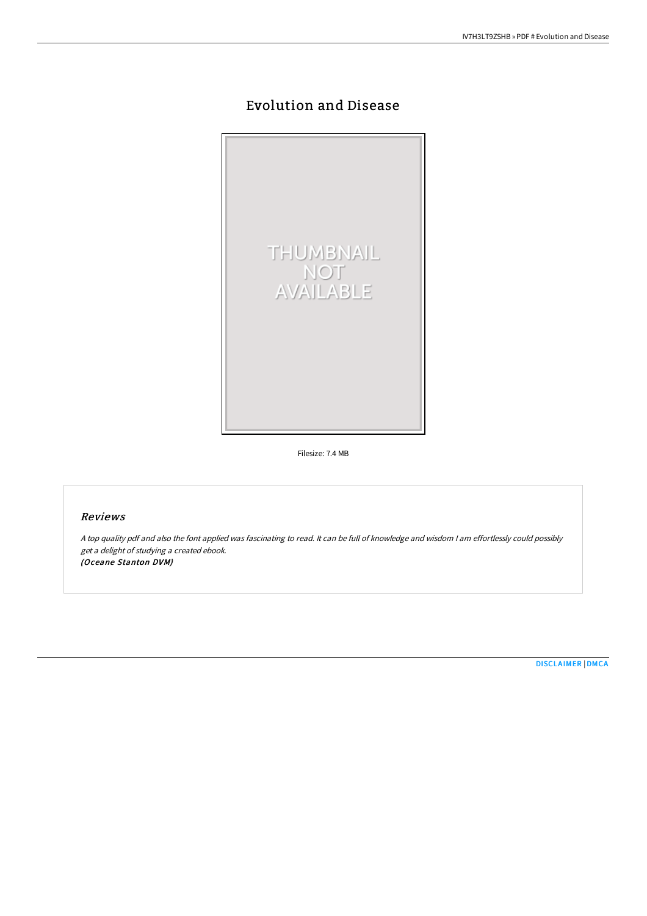# Evolution and Disease

THUMBNAIL NOT AVAILABLE

Filesize: 7.4 MB

## *Reviews*

*A top quality pdf and also the font applied was fascinating to read. It can be full of knowledge and wisdom I am effortlessly could possibly get a delight of studying a created ebook.*
***(Oceane Stanton DVM)***

DISCLAIMER | DMCA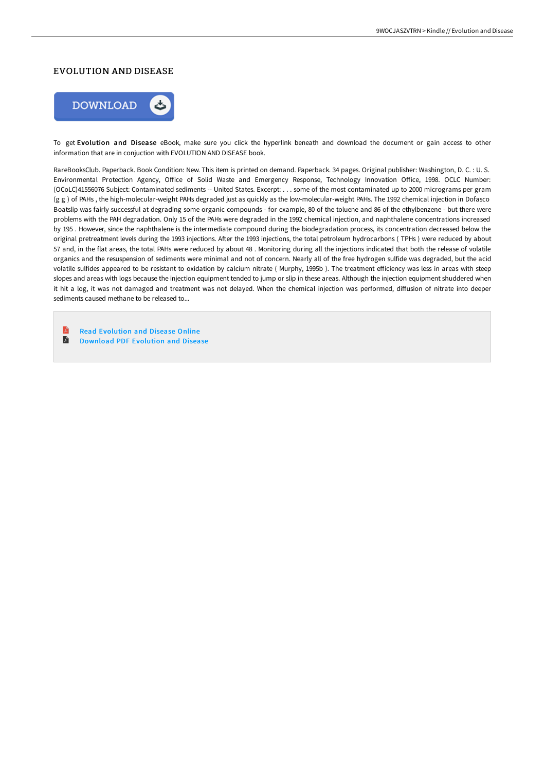# EVOLUTION AND DISEASE

To get **Evolution and Disease** eBook, make sure you click the hyperlink beneath and download the document or gain access to other information that are in conjuction with EVOLUTION AND DISEASE book.

RareBooksClub. Paperback. Book Condition: New. This item is printed on demand. Paperback. 34 pages. Original publisher: Washington, D. C. : U. S. Environmental Protection Agency, Office of Solid Waste and Emergency Response, Technology Innovation Office, 1998. OCLC Number: (OCoLC)41556076 Subject: Contaminated sediments -- United States. Excerpt: . . . some of the most contaminated up to 2000 micrograms per gram (g g ) of PAHs , the high-molecular-weight PAHs degraded just as quickly as the low-molecular-weight PAHs. The 1992 chemical injection in Dofasco Boatslip was fairly successful at degrading some organic compounds - for example, 80 of the toluene and 86 of the ethylbenzene - but there were problems with the PAH degradation. Only 15 of the PAHs were degraded in the 1992 chemical injection, and naphthalene concentrations increased by 195 . However, since the naphthalene is the intermediate compound during the biodegradation process, its concentration decreased below the original pretreatment levels during the 1993 injections. After the 1993 injections, the total petroleum hydrocarbons ( TPHs ) were reduced by about 57 and, in the flat areas, the total PAHs were reduced by about 48 . Monitoring during all the injections indicated that both the release of volatile organics and the resuspension of sediments were minimal and not of concern. Nearly all of the free hydrogen sulfide was degraded, but the acid volatile sulfides appeared to be resistant to oxidation by calcium nitrate ( Murphy, 1995b ). The treatment efficiency was less in areas with steep slopes and areas with logs because the injection equipment tended to jump or slip in these areas. Although the injection equipment shuddered when it hit a log, it was not damaged and treatment was not delayed. When the chemical injection was performed, diffusion of nitrate into deeper sediments caused methane to be released to...

- Read Evolution and Disease Online
- Download PDF Evolution and Disease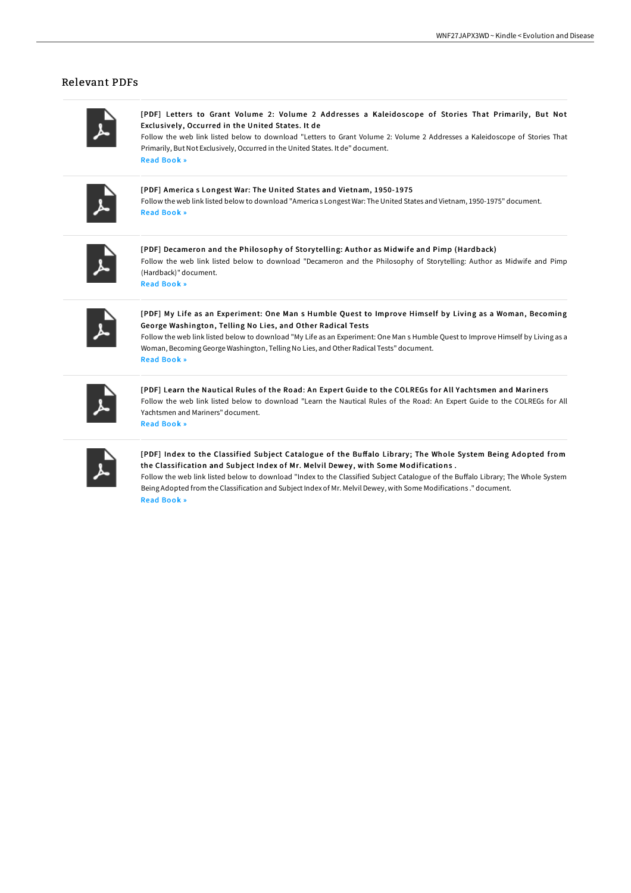## Relevant PDFs

**[PDF] Letters to Grant Volume 2: Volume 2 Addresses a Kaleidoscope of Stories That Primarily, But Not Exclusively, Occurred in the United States. It de**

Follow the web link listed below to download "Letters to Grant Volume 2: Volume 2 Addresses a Kaleidoscope of Stories That Primarily, But Not Exclusively, Occurred in the United States. It de" document.

Read Book »

**[PDF] America s Longest War: The United States and Vietnam, 1950-1975**

Follow the web link listed below to download "America s Longest War: The United States and Vietnam, 1950-1975" document.

Read Book »

**[PDF] Decameron and the Philosophy of Storytelling: Author as Midwife and Pimp (Hardback)**

Follow the web link listed below to download "Decameron and the Philosophy of Storytelling: Author as Midwife and Pimp (Hardback)" document.

Read Book »

**[PDF] My Life as an Experiment: One Man s Humble Quest to Improve Himself by Living as a Woman, Becoming George Washington, Telling No Lies, and Other Radical Tests**

Follow the web link listed below to download "My Life as an Experiment: One Man s Humble Quest to Improve Himself by Living as a Woman, Becoming George Washington, Telling No Lies, and Other Radical Tests" document.

Read Book »

**[PDF] Learn the Nautical Rules of the Road: An Expert Guide to the COLREGs for All Yachtsmen and Mariners**

Follow the web link listed below to download "Learn the Nautical Rules of the Road: An Expert Guide to the COLREGs for All Yachtsmen and Mariners" document.

Read Book »

**[PDF] Index to the Classified Subject Catalogue of the Buffalo Library; The Whole System Being Adopted from the Classification and Subject Index of Mr. Melvil Dewey, with Some Modifications .**

Follow the web link listed below to download "Index to the Classified Subject Catalogue of the Buffalo Library; The Whole System Being Adopted from the Classification and Subject Index of Mr. Melvil Dewey, with Some Modifications ." document.

Read Book »